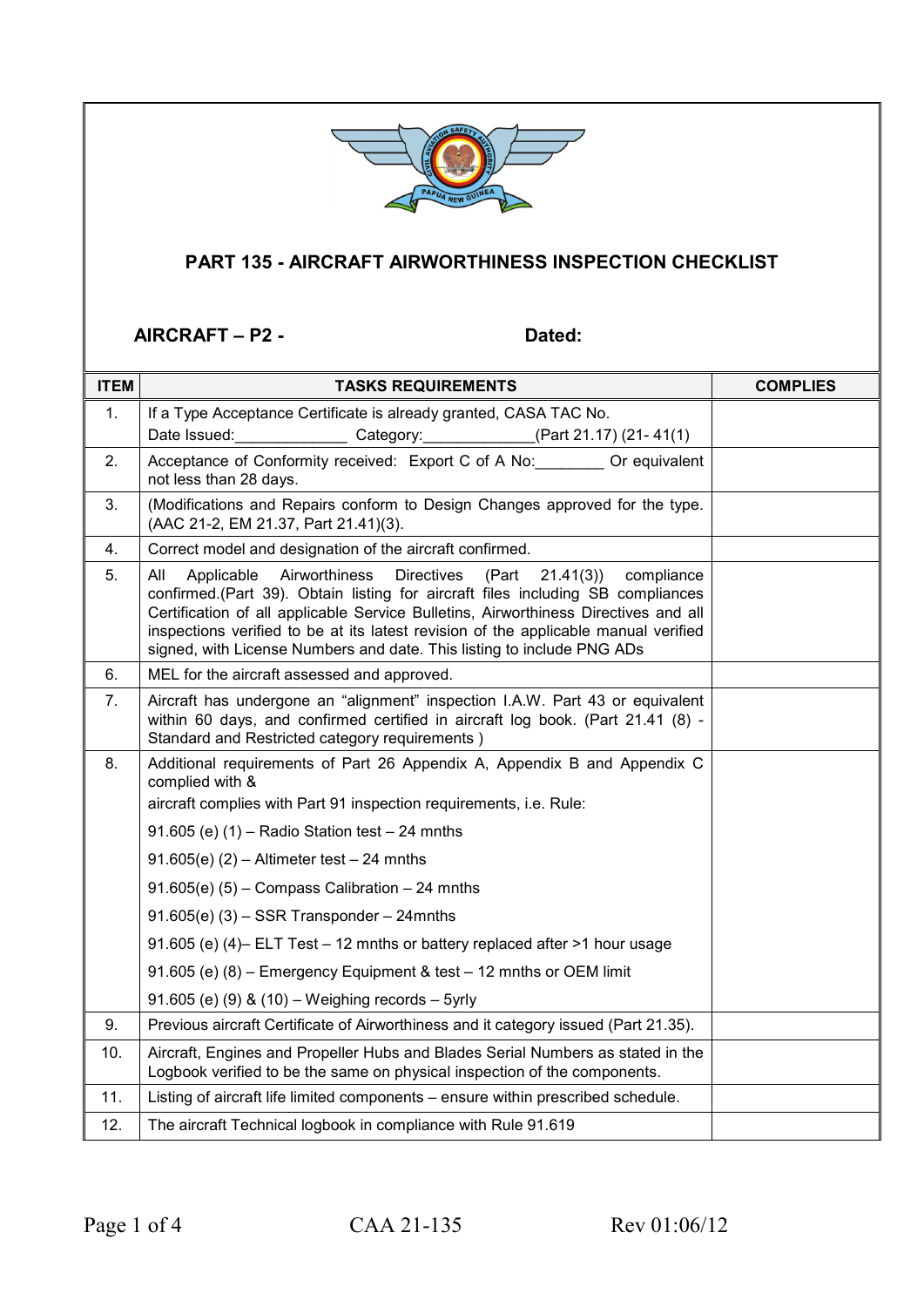## PART 135 - AIRCRAFT AIRWORTHINESS INSPECTION CHECKLIST

**AIRCRAFT – P2 -** **Dated:**

| ITEM | TASKS REQUIREMENTS | COMPLIES |
|---|---|---|
| 1. | If a Type Acceptance Certificate is already granted, CASA TAC No. Date Issued:_____________ Category:_____________(Part 21.17) (21- 41(1) | |
| 2. | Acceptance of Conformity received: Export C of A No:________ Or equivalent not less than 28 days. | |
| 3. | (Modifications and Repairs conform to Design Changes approved for the type. (AAC 21-2, EM 21.37, Part 21.41)(3). | |
| 4. | Correct model and designation of the aircraft confirmed. | |
| 5. | All Applicable Airworthiness Directives (Part 21.41(3)) compliance confirmed.(Part 39). Obtain listing for aircraft files including SB compliances Certification of all applicable Service Bulletins, Airworthiness Directives and all inspections verified to be at its latest revision of the applicable manual verified signed, with License Numbers and date. This listing to include PNG ADs | |
| 6. | MEL for the aircraft assessed and approved. | |
| 7. | Aircraft has undergone an "alignment" inspection I.A.W. Part 43 or equivalent within 60 days, and confirmed certified in aircraft log book. (Part 21.41 (8) - Standard and Restricted category requirements ) | |
| 8. | Additional requirements of Part 26 Appendix A, Appendix B and Appendix C complied with & aircraft complies with Part 91 inspection requirements, i.e. Rule:<br>91.605 (e) (1) – Radio Station test – 24 mnths<br>91.605(e) (2) – Altimeter test – 24 mnths<br>91.605(e) (5) – Compass Calibration – 24 mnths<br>91.605(e) (3) – SSR Transponder – 24mnths<br>91.605 (e) (4)– ELT Test – 12 mnths or battery replaced after >1 hour usage<br>91.605 (e) (8) – Emergency Equipment & test – 12 mnths or OEM limit<br>91.605 (e) (9) & (10) – Weighing records – 5yrly | |
| 9. | Previous aircraft Certificate of Airworthiness and it category issued (Part 21.35). | |
| 10. | Aircraft, Engines and Propeller Hubs and Blades Serial Numbers as stated in the Logbook verified to be the same on physical inspection of the components. | |
| 11. | Listing of aircraft life limited components – ensure within prescribed schedule. | |
| 12. | The aircraft Technical logbook in compliance with Rule 91.619 | |

CAA 21-135 Rev 01:06/12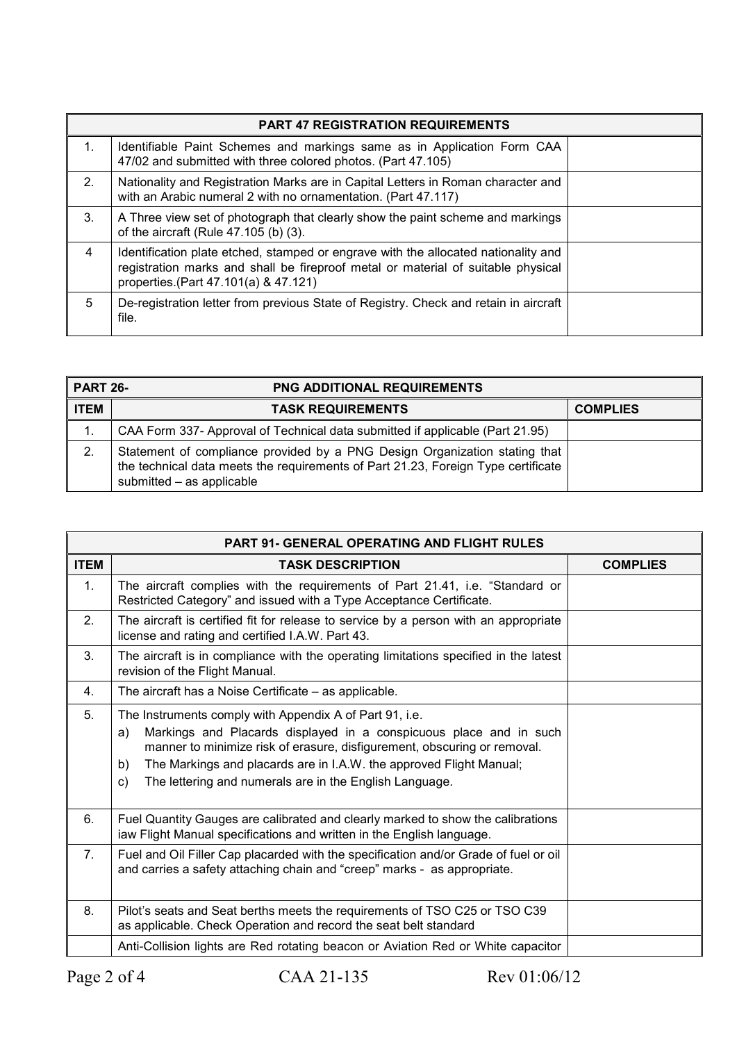| PART 47 REGISTRATION REQUIREMENTS | | |
|---|---|---|
| 1. | Identifiable Paint Schemes and markings same as in Application Form CAA 47/02 and submitted with three colored photos. (Part 47.105) | |
| 2. | Nationality and Registration Marks are in Capital Letters in Roman character and with an Arabic numeral 2 with no ornamentation. (Part 47.117) | |
| 3. | A Three view set of photograph that clearly show the paint scheme and markings of the aircraft (Rule 47.105 (b) (3). | |
| 4 | Identification plate etched, stamped or engrave with the allocated nationality and registration marks and shall be fireproof metal or material of suitable physical properties.(Part 47.101(a) & 47.121) | |
| 5 | De-registration letter from previous State of Registry. Check and retain in aircraft file. | |

| PART 26- | PNG ADDITIONAL REQUIREMENTS | |
|---|---|---|
| ITEM | TASK REQUIREMENTS | COMPLIES |
| 1. | CAA Form 337- Approval of Technical data submitted if applicable (Part 21.95) | |
| 2. | Statement of compliance provided by a PNG Design Organization stating that the technical data meets the requirements of Part 21.23, Foreign Type certificate submitted – as applicable | |

| PART 91- GENERAL OPERATING AND FLIGHT RULES | | |
|---|---|---|
| ITEM | TASK DESCRIPTION | COMPLIES |
| 1. | The aircraft complies with the requirements of Part 21.41, i.e. “Standard or Restricted Category” and issued with a Type Acceptance Certificate. | |
| 2. | The aircraft is certified fit for release to service by a person with an appropriate license and rating and certified I.A.W. Part 43. | |
| 3. | The aircraft is in compliance with the operating limitations specified in the latest revision of the Flight Manual. | |
| 4. | The aircraft has a Noise Certificate – as applicable. | |
| 5. | The Instruments comply with Appendix A of Part 91, i.e.<br>a) Markings and Placards displayed in a conspicuous place and in such manner to minimize risk of erasure, disfigurement, obscuring or removal.<br>b) The Markings and placards are in I.A.W. the approved Flight Manual;<br>c) The lettering and numerals are in the English Language. | |
| 6. | Fuel Quantity Gauges are calibrated and clearly marked to show the calibrations iaw Flight Manual specifications and written in the English language. | |
| 7. | Fuel and Oil Filler Cap placarded with the specification and/or Grade of fuel or oil and carries a safety attaching chain and “creep” marks - as appropriate. | |
| 8. | Pilot’s seats and Seat berths meets the requirements of TSO C25 or TSO C39 as applicable. Check Operation and record the seat belt standard | |
| | Anti-Collision lights are Red rotating beacon or Aviation Red or White capacitor | |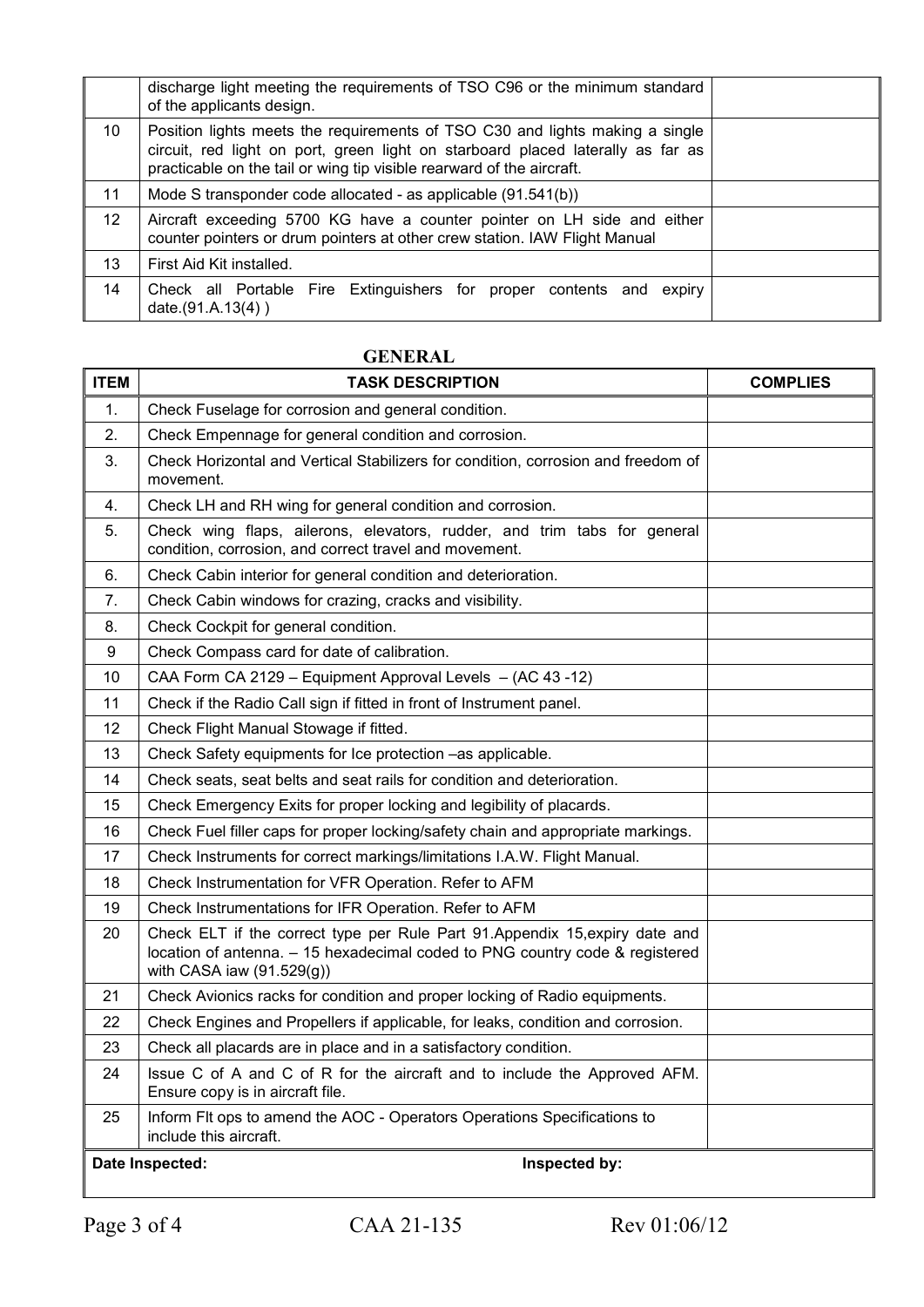|  | discharge light meeting the requirements of TSO C96 or the minimum standard of the applicants design. |  |
|---|---|---|
| 10 | Position lights meets the requirements of TSO C30 and lights making a single circuit, red light on port, green light on starboard placed laterally as far as practicable on the tail or wing tip visible rearward of the aircraft. |  |
| 11 | Mode S transponder code allocated - as applicable (91.541(b)) |  |
| 12 | Aircraft exceeding 5700 KG have a counter pointer on LH side and either counter pointers or drum pointers at other crew station. IAW Flight Manual |  |
| 13 | First Aid Kit installed. |  |
| 14 | Check all Portable Fire Extinguishers for proper contents and expiry date.(91.A.13(4) ) |  |

## GENERAL

| ITEM | TASK DESCRIPTION | COMPLIES |
|---|---|---|
| 1. | Check Fuselage for corrosion and general condition. |  |
| 2. | Check Empennage for general condition and corrosion. |  |
| 3. | Check Horizontal and Vertical Stabilizers for condition, corrosion and freedom of movement. |  |
| 4. | Check LH and RH wing for general condition and corrosion. |  |
| 5. | Check wing flaps, ailerons, elevators, rudder, and trim tabs for general condition, corrosion, and correct travel and movement. |  |
| 6. | Check Cabin interior for general condition and deterioration. |  |
| 7. | Check Cabin windows for crazing, cracks and visibility. |  |
| 8. | Check Cockpit for general condition. |  |
| 9 | Check Compass card for date of calibration. |  |
| 10 | CAA Form CA 2129 – Equipment Approval Levels – (AC 43 -12) |  |
| 11 | Check if the Radio Call sign if fitted in front of Instrument panel. |  |
| 12 | Check Flight Manual Stowage if fitted. |  |
| 13 | Check Safety equipments for Ice protection –as applicable. |  |
| 14 | Check seats, seat belts and seat rails for condition and deterioration. |  |
| 15 | Check Emergency Exits for proper locking and legibility of placards. |  |
| 16 | Check Fuel filler caps for proper locking/safety chain and appropriate markings. |  |
| 17 | Check Instruments for correct markings/limitations I.A.W. Flight Manual. |  |
| 18 | Check Instrumentation for VFR Operation. Refer to AFM |  |
| 19 | Check Instrumentations for IFR Operation. Refer to AFM |  |
| 20 | Check ELT if the correct type per Rule Part 91.Appendix 15,expiry date and location of antenna. – 15 hexadecimal coded to PNG country code & registered with CASA iaw (91.529(g)) |  |
| 21 | Check Avionics racks for condition and proper locking of Radio equipments. |  |
| 22 | Check Engines and Propellers if applicable, for leaks, condition and corrosion. |  |
| 23 | Check all placards are in place and in a satisfactory condition. |  |
| 24 | Issue C of A and C of R for the aircraft and to include the Approved AFM. Ensure copy is in aircraft file. |  |
| 25 | Inform Flt ops to amend the AOC - Operators Operations Specifications to include this aircraft. |  |

**Date Inspected:** **Inspected by:**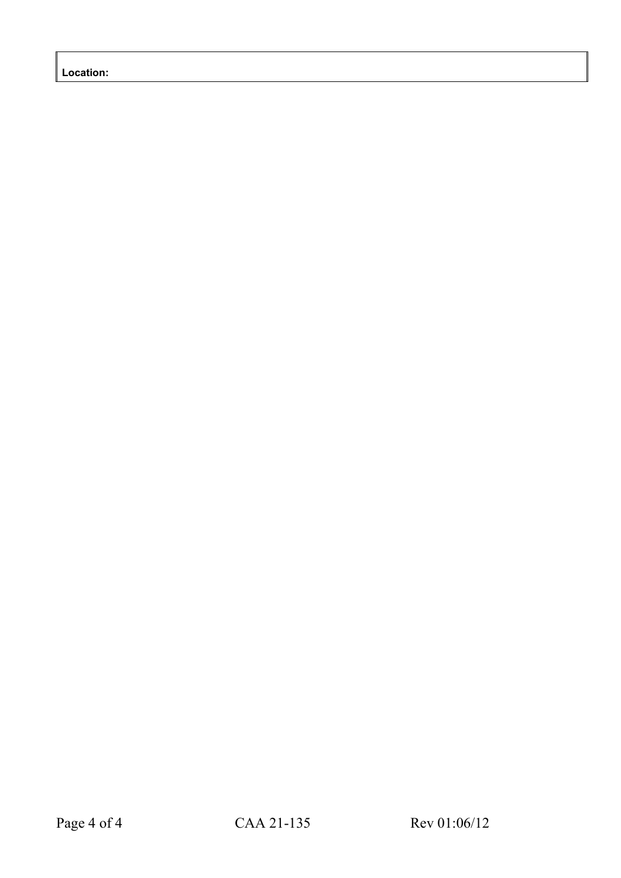| **Location:** |
| --- |